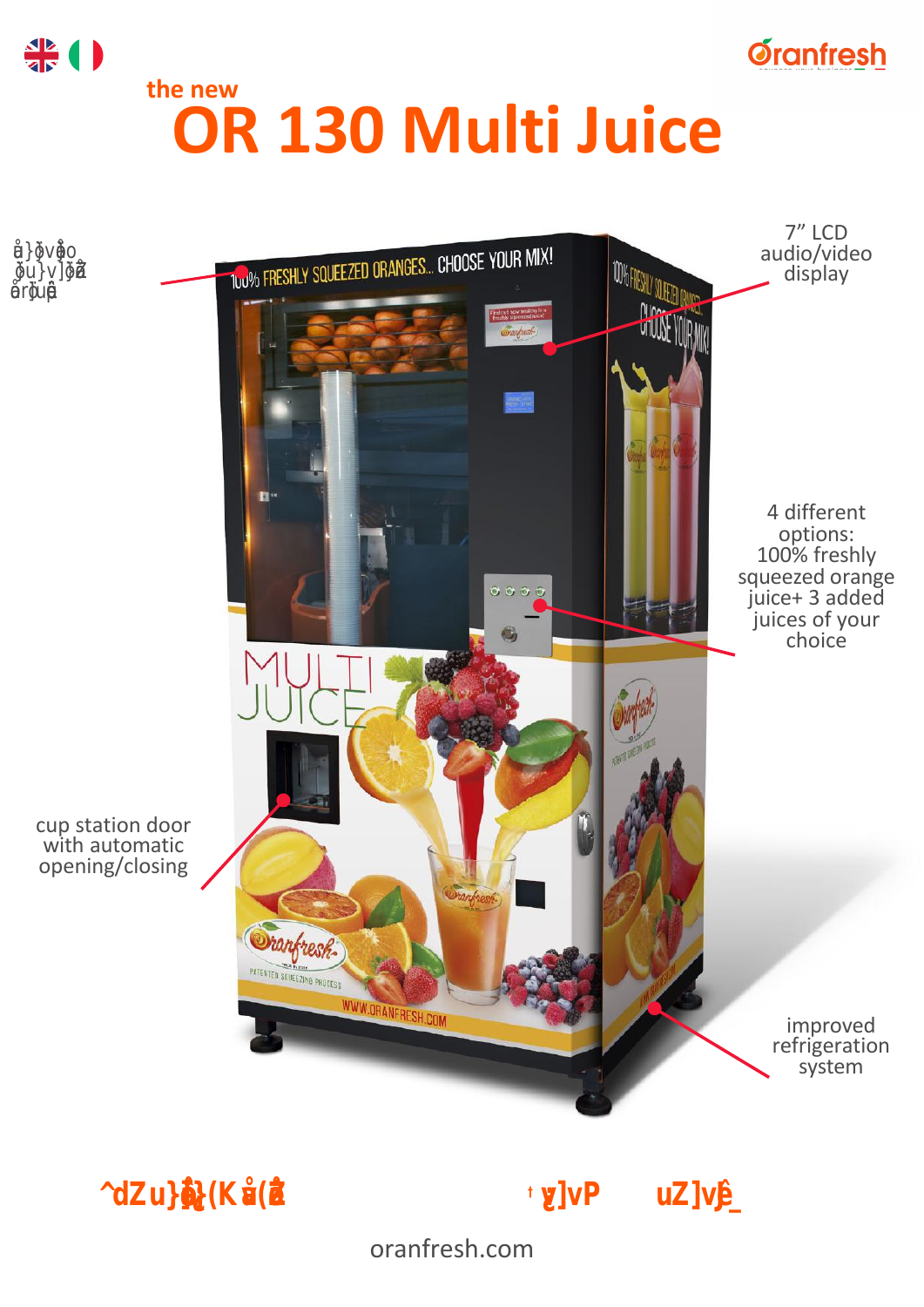the new

# OR 130 Multi Juice

7” LCD audio/video display

4 different options: 100% freshly squeezed orange juice+ 3 added juices of your choice

cup station door with automatic opening/closing

improved refrigeration system

oranfresh.com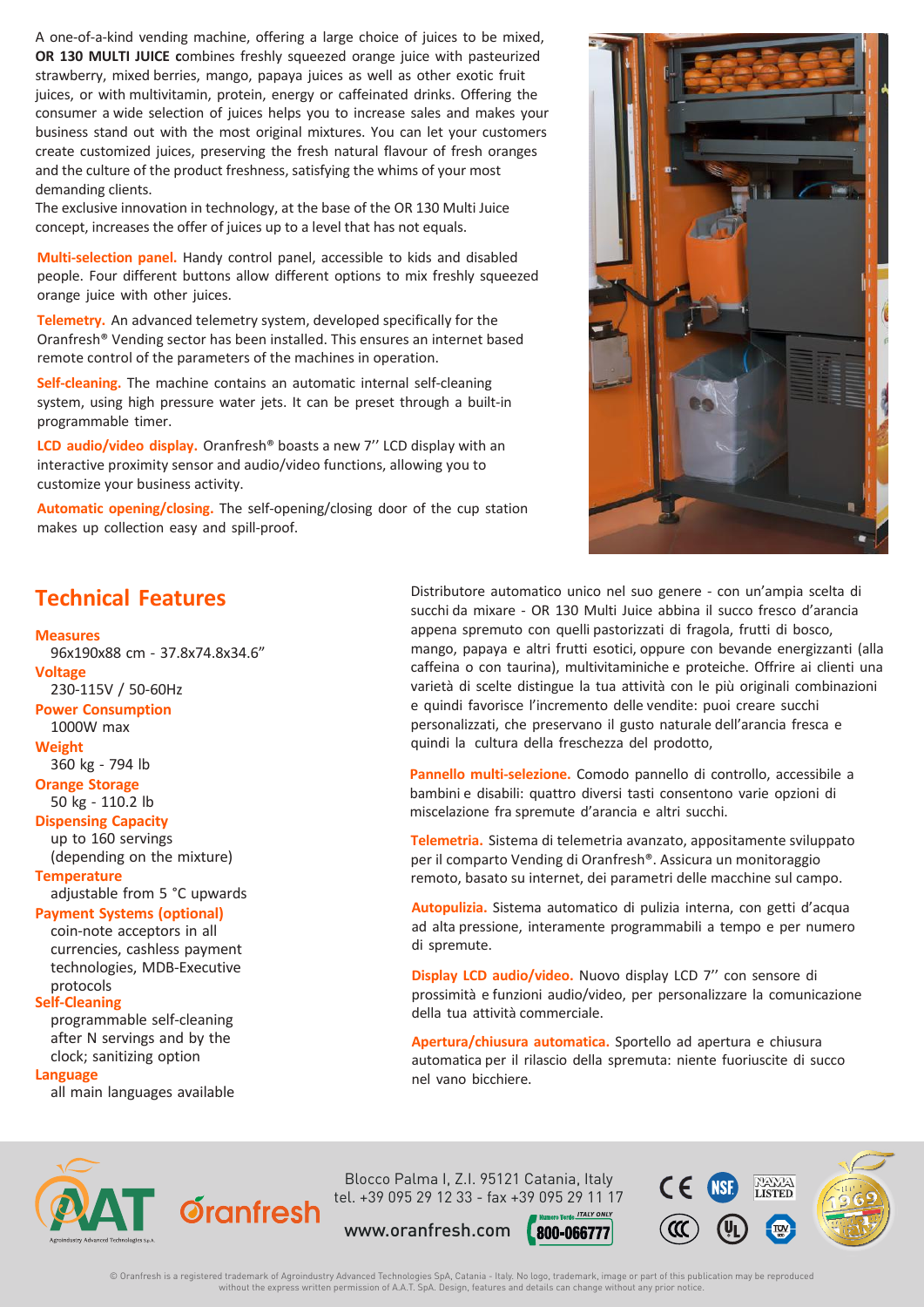A one-of-a-kind vending machine, offering a large choice of juices to be mixed, **OR 130 MULTI JUICE c**ombines freshly squeezed orange juice with pasteurized strawberry, mixed berries, mango, papaya juices as well as other exotic fruit juices, or with multivitamin, protein, energy or caffeinated drinks. Offering the consumer a wide selection of juices helps you to increase sales and makes your business stand out with the most original mixtures. You can let your customers create customized juices, preserving the fresh natural flavour of fresh oranges and the culture of the product freshness, satisfying the whims of your most demanding clients.
The exclusive innovation in technology, at the base of the OR 130 Multi Juice concept, increases the offer of juices up to a level that has not equals.

**Multi-selection panel.** Handy control panel, accessible to kids and disabled people. Four different buttons allow different options to mix freshly squeezed orange juice with other juices.

**Telemetry.** An advanced telemetry system, developed specifically for the Oranfresh® Vending sector has been installed. This ensures an internet based remote control of the parameters of the machines in operation.

**Self-cleaning.** The machine contains an automatic internal self-cleaning system, using high pressure water jets. It can be preset through a built-in programmable timer.

**LCD audio/video display.** Oranfresh® boasts a new 7'' LCD display with an interactive proximity sensor and audio/video functions, allowing you to customize your business activity.

**Automatic opening/closing.** The self-opening/closing door of the cup station makes up collection easy and spill-proof.

## Technical Features

**Measures**
96x190x88 cm - 37.8x74.8x34.6”

**Voltage**
230-115V / 50-60Hz

**Power Consumption**
1000W max

**Weight**
360 kg - 794 lb

**Orange Storage**
50 kg - 110.2 lb

**Dispensing Capacity**
up to 160 servings (depending on the mixture)

**Temperature**
adjustable from 5 °C upwards

**Payment Systems (optional)**
coin-note acceptors in all currencies, cashless payment technologies, MDB-Executive protocols

**Self-Cleaning**
programmable self-cleaning after N servings and by the clock; sanitizing option

**Language**
all main languages available

Distributore automatico unico nel suo genere - con un’ampia scelta di succhi da mixare - OR 130 Multi Juice abbina il succo fresco d’arancia appena spremuto con quelli pastorizzati di fragola, frutti di bosco, mango, papaya e altri frutti esotici, oppure con bevande energizzanti (alla caffeina o con taurina), multivitaminiche e proteiche. Offrire ai clienti una varietà di scelte distingue la tua attività con le più originali combinazioni e quindi favorisce l’incremento delle vendite: puoi creare succhi personalizzati, che preservano il gusto naturale dell’arancia fresca e quindi la cultura della freschezza del prodotto,

**Pannello multi-selezione.** Comodo pannello di controllo, accessibile a bambini e disabili: quattro diversi tasti consentono varie opzioni di miscelazione fra spremute d’arancia e altri succhi.

**Telemetria.** Sistema di telemetria avanzato, appositamente sviluppato per il comparto Vending di Oranfresh®. Assicura un monitoraggio remoto, basato su internet, dei parametri delle macchine sul campo.

**Autopulizia.** Sistema automatico di pulizia interna, con getti d’acqua ad alta pressione, interamente programmabili a tempo e per numero di spremute.

**Display LCD audio/video.** Nuovo display LCD 7'' con sensore di prossimità e funzioni audio/video, per personalizzare la comunicazione della tua attività commerciale.

**Apertura/chiusura automatica.** Sportello ad apertura e chiusura automatica per il rilascio della spremuta: niente fuoriuscite di succo nel vano bicchiere.

AAT Agroindustry Advanced Technologies S.p.A. — Oranfresh

Blocco Palma I, Z.I. 95121 Catania, Italy
tel. +39 095 29 12 33 - fax +39 095 29 11 17
www.oranfresh.com
Numero Verde ITALY ONLY 800-066777

© Oranfresh is a registered trademark of Agroindustry Advanced Technologies SpA, Catania - Italy. No logo, trademark, image or part of this publication may be reproduced without the express written permission of A.A.T. SpA. Design, features and details can change without any prior notice.